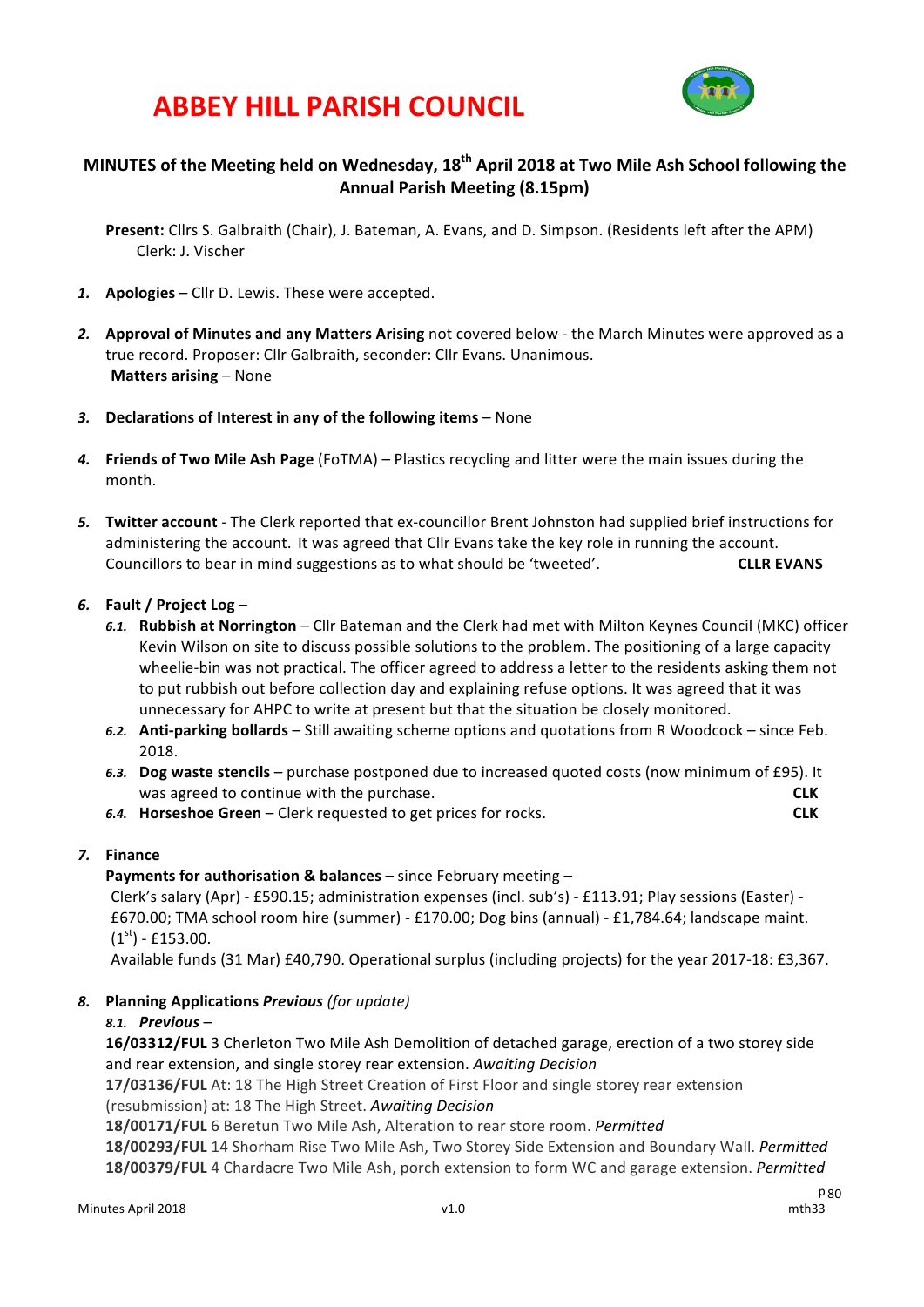# ABBEY HILL PARISH COUNCIL

## MINUTES of the Meeting held on Wednesday, 18th April 2018 at Two Mile Ash School following the Annual Parish Meeting (8.15pm)

**Present:** Cllrs S. Galbraith (Chair), J. Bateman, A. Evans, and D. Simpson. (Residents left after the APM)
Clerk: J. Vischer

1. **Apologies** – Cllr D. Lewis. These were accepted.

2. **Approval of Minutes and any Matters Arising** not covered below - the March Minutes were approved as a true record. Proposer: Cllr Galbraith, seconder: Cllr Evans. Unanimous.
   **Matters arising** – None

3. **Declarations of Interest in any of the following items** – None

4. **Friends of Two Mile Ash Page** (FoTMA) – Plastics recycling and litter were the main issues during the month.

5. **Twitter account** - The Clerk reported that ex-councillor Brent Johnston had supplied brief instructions for administering the account. It was agreed that Cllr Evans take the key role in running the account. Councillors to bear in mind suggestions as to what should be 'tweeted'. **CLLR EVANS**

6. **Fault / Project Log** –
   - *6.1.* **Rubbish at Norrington** – Cllr Bateman and the Clerk had met with Milton Keynes Council (MKC) officer Kevin Wilson on site to discuss possible solutions to the problem. The positioning of a large capacity wheelie-bin was not practical. The officer agreed to address a letter to the residents asking them not to put rubbish out before collection day and explaining refuse options. It was agreed that it was unnecessary for AHPC to write at present but that the situation be closely monitored.
   - *6.2.* **Anti-parking bollards** – Still awaiting scheme options and quotations from R Woodcock – since Feb. 2018.
   - *6.3.* **Dog waste stencils** – purchase postponed due to increased quoted costs (now minimum of £95). It was agreed to continue with the purchase. **CLK**
   - *6.4.* **Horseshoe Green** – Clerk requested to get prices for rocks. **CLK**

7. **Finance**
   **Payments for authorisation & balances** – since February meeting –
   Clerk's salary (Apr) - £590.15; administration expenses (incl. sub's) - £113.91; Play sessions (Easter) - £670.00; TMA school room hire (summer) - £170.00; Dog bins (annual) - £1,784.64; landscape maint. (1st) - £153.00.
   Available funds (31 Mar) £40,790. Operational surplus (including projects) for the year 2017-18: £3,367.

8. **Planning Applications *Previous*** *(for update)*
   *8.1.* ***Previous*** –
   **16/03312/FUL** 3 Cherleton Two Mile Ash Demolition of detached garage, erection of a two storey side and rear extension, and single storey rear extension. *Awaiting Decision*
   **17/03136/FUL** At: 18 The High Street Creation of First Floor and single storey rear extension (resubmission) at: 18 The High Street. *Awaiting Decision*
   **18/00171/FUL** 6 Beretun Two Mile Ash, Alteration to rear store room. *Permitted*
   **18/00293/FUL** 14 Shorham Rise Two Mile Ash, Two Storey Side Extension and Boundary Wall. *Permitted*
   **18/00379/FUL** 4 Chardacre Two Mile Ash, porch extension to form WC and garage extension. *Permitted*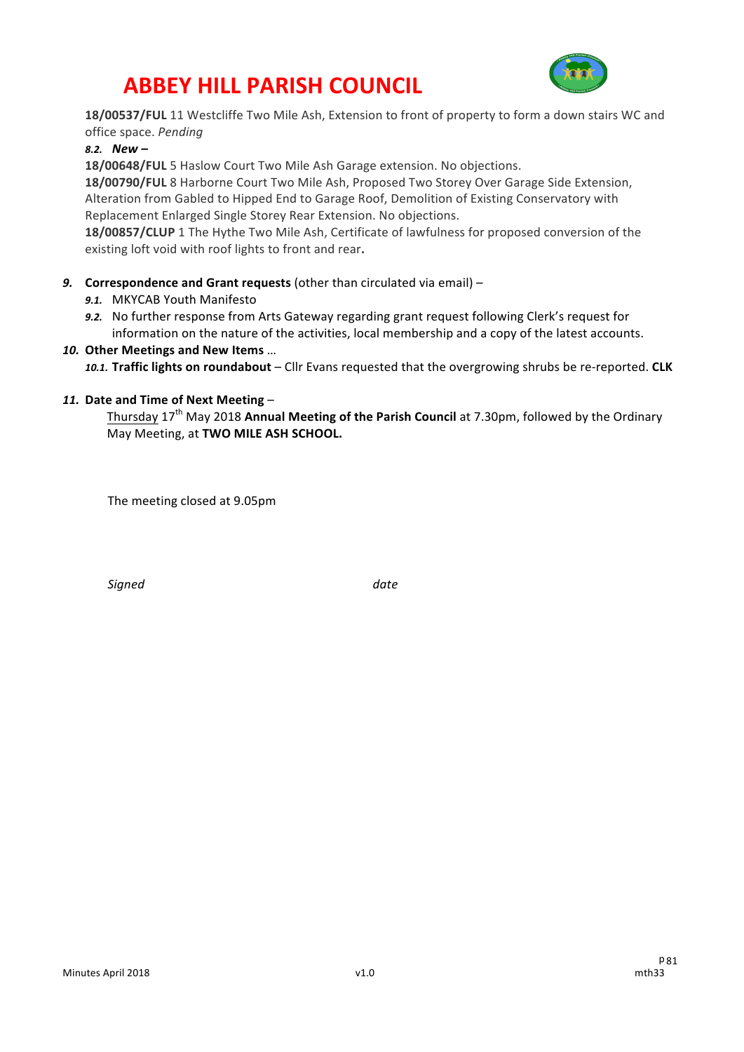# ABBEY HILL PARISH COUNCIL

**18/00537/FUL** 11 Westcliffe Two Mile Ash, Extension to front of property to form a down stairs WC and office space. *Pending*

***8.2. New –***

**18/00648/FUL** 5 Haslow Court Two Mile Ash Garage extension. No objections.

**18/00790/FUL** 8 Harborne Court Two Mile Ash, Proposed Two Storey Over Garage Side Extension, Alteration from Gabled to Hipped End to Garage Roof, Demolition of Existing Conservatory with Replacement Enlarged Single Storey Rear Extension. No objections.

**18/00857/CLUP** 1 The Hythe Two Mile Ash, Certificate of lawfulness for proposed conversion of the existing loft void with roof lights to front and rear**.**

***9.*** **Correspondence and Grant requests** (other than circulated via email) –

- ***9.1.*** MKYCAB Youth Manifesto
- ***9.2.*** No further response from Arts Gateway regarding grant request following Clerk's request for information on the nature of the activities, local membership and a copy of the latest accounts.

***10.*** **Other Meetings and New Items** …

***10.1.*** **Traffic lights on roundabout** – Cllr Evans requested that the overgrowing shrubs be re-reported. **CLK**

***11.*** **Date and Time of Next Meeting** –

Thursday 17th May 2018 **Annual Meeting of the Parish Council** at 7.30pm, followed by the Ordinary May Meeting, at **TWO MILE ASH SCHOOL.**

The meeting closed at 9.05pm

*Signed* *date*